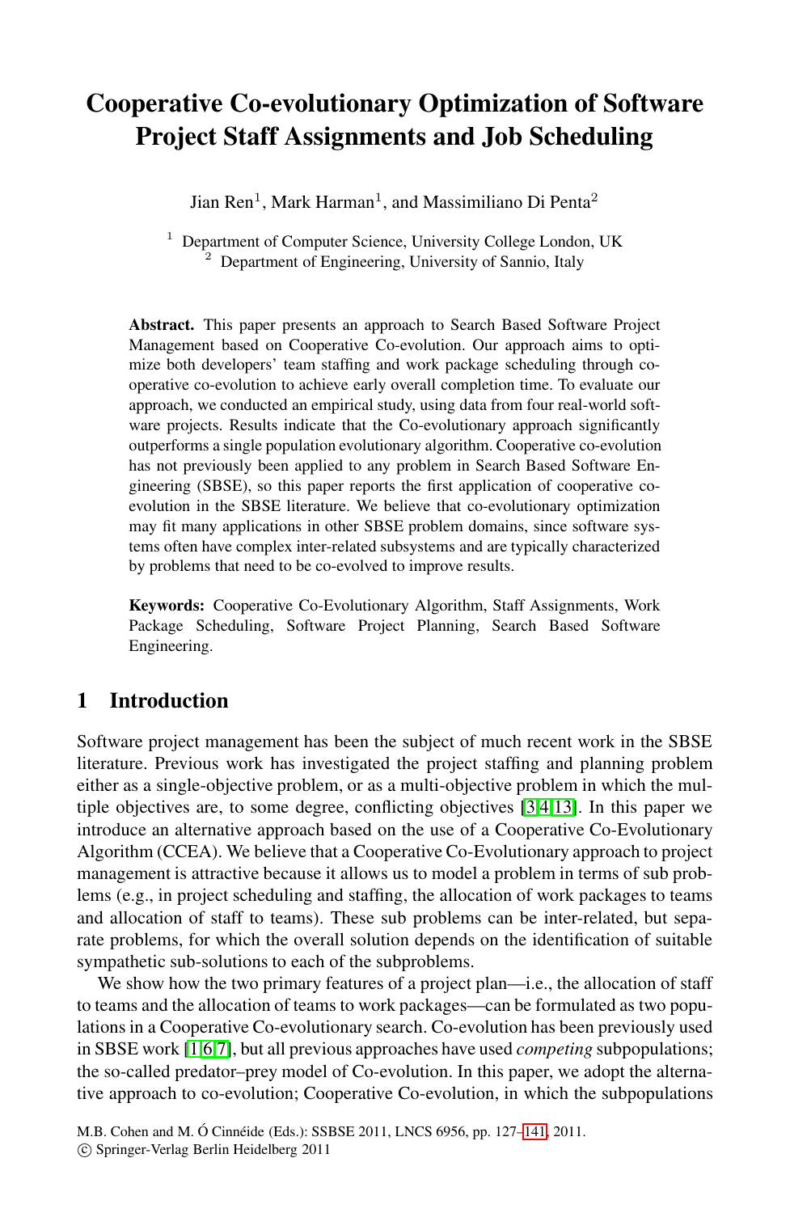# Cooperative Co-evolutionary Optimization of Software Project Staff Assignments and Job Scheduling

Jian Ren[1], Mark Harman[1], and Massimiliano Di Penta[2]

[1] Department of Computer Science, University College London, UK
[2] Department of Engineering, University of Sannio, Italy

**Abstract.** This paper presents an approach to Search Based Software Project Management based on Cooperative Co-evolution. Our approach aims to optimize both developers' team staffing and work package scheduling through cooperative co-evolution to achieve early overall completion time. To evaluate our approach, we conducted an empirical study, using data from four real-world software projects. Results indicate that the Co-evolutionary approach significantly outperforms a single population evolutionary algorithm. Cooperative co-evolution has not previously been applied to any problem in Search Based Software Engineering (SBSE), so this paper reports the first application of cooperative co-evolution in the SBSE literature. We believe that co-evolutionary optimization may fit many applications in other SBSE problem domains, since software systems often have complex inter-related subsystems and are typically characterized by problems that need to be co-evolved to improve results.

**Keywords:** Cooperative Co-Evolutionary Algorithm, Staff Assignments, Work Package Scheduling, Software Project Planning, Search Based Software Engineering.

## 1 Introduction

Software project management has been the subject of much recent work in the SBSE literature. Previous work has investigated the project staffing and planning problem either as a single-objective problem, or as a multi-objective problem in which the multiple objectives are, to some degree, conflicting objectives [3,4,13]. In this paper we introduce an alternative approach based on the use of a Cooperative Co-Evolutionary Algorithm (CCEA). We believe that a Cooperative Co-Evolutionary approach to project management is attractive because it allows us to model a problem in terms of sub problems (e.g., in project scheduling and staffing, the allocation of work packages to teams and allocation of staff to teams). These sub problems can be inter-related, but separate problems, for which the overall solution depends on the identification of suitable sympathetic sub-solutions to each of the subproblems.

We show how the two primary features of a project plan—i.e., the allocation of staff to teams and the allocation of teams to work packages—can be formulated as two populations in a Cooperative Co-evolutionary search. Co-evolution has been previously used in SBSE work [1,6,7], but all previous approaches have used *competing* subpopulations; the so-called predator–prey model of Co-evolution. In this paper, we adopt the alternative approach to co-evolution; Cooperative Co-evolution, in which the subpopulations

M.B. Cohen and M. Ó Cinnéide (Eds.): SSBSE 2011, LNCS 6956, pp. 127–141, 2011.
© Springer-Verlag Berlin Heidelberg 2011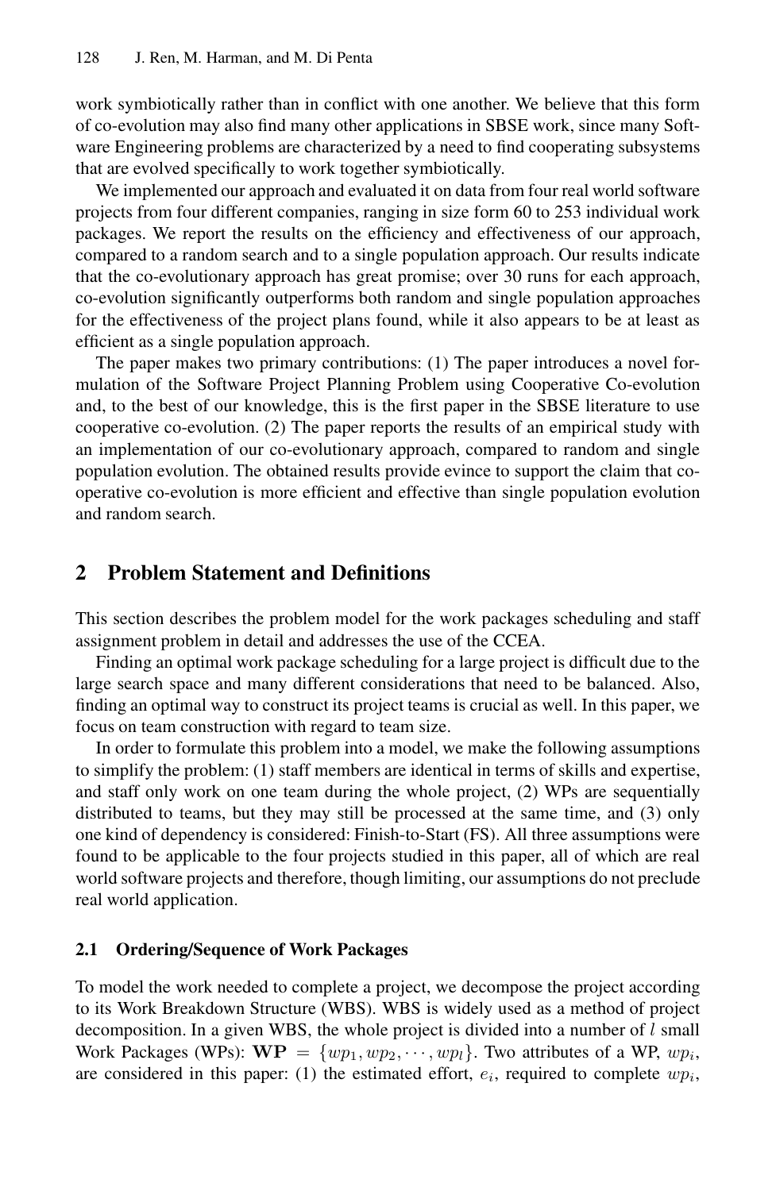work symbiotically rather than in conflict with one another. We believe that this form of co-evolution may also find many other applications in SBSE work, since many Software Engineering problems are characterized by a need to find cooperating subsystems that are evolved specifically to work together symbiotically.

We implemented our approach and evaluated it on data from four real world software projects from four different companies, ranging in size form 60 to 253 individual work packages. We report the results on the efficiency and effectiveness of our approach, compared to a random search and to a single population approach. Our results indicate that the co-evolutionary approach has great promise; over 30 runs for each approach, co-evolution significantly outperforms both random and single population approaches for the effectiveness of the project plans found, while it also appears to be at least as efficient as a single population approach.

The paper makes two primary contributions: (1) The paper introduces a novel formulation of the Software Project Planning Problem using Cooperative Co-evolution and, to the best of our knowledge, this is the first paper in the SBSE literature to use cooperative co-evolution. (2) The paper reports the results of an empirical study with an implementation of our co-evolutionary approach, compared to random and single population evolution. The obtained results provide evince to support the claim that co-operative co-evolution is more efficient and effective than single population evolution and random search.

## 2 Problem Statement and Definitions

This section describes the problem model for the work packages scheduling and staff assignment problem in detail and addresses the use of the CCEA.

Finding an optimal work package scheduling for a large project is difficult due to the large search space and many different considerations that need to be balanced. Also, finding an optimal way to construct its project teams is crucial as well. In this paper, we focus on team construction with regard to team size.

In order to formulate this problem into a model, we make the following assumptions to simplify the problem: (1) staff members are identical in terms of skills and expertise, and staff only work on one team during the whole project, (2) WPs are sequentially distributed to teams, but they may still be processed at the same time, and (3) only one kind of dependency is considered: Finish-to-Start (FS). All three assumptions were found to be applicable to the four projects studied in this paper, all of which are real world software projects and therefore, though limiting, our assumptions do not preclude real world application.

### 2.1 Ordering/Sequence of Work Packages

To model the work needed to complete a project, we decompose the project according to its Work Breakdown Structure (WBS). WBS is widely used as a method of project decomposition. In a given WBS, the whole project is divided into a number of $l$ small Work Packages (WPs): $\mathbf{WP} = \{wp_1, wp_2, \cdots, wp_l\}$. Two attributes of a WP, $wp_i$, are considered in this paper: (1) the estimated effort, $e_i$, required to complete $wp_i$,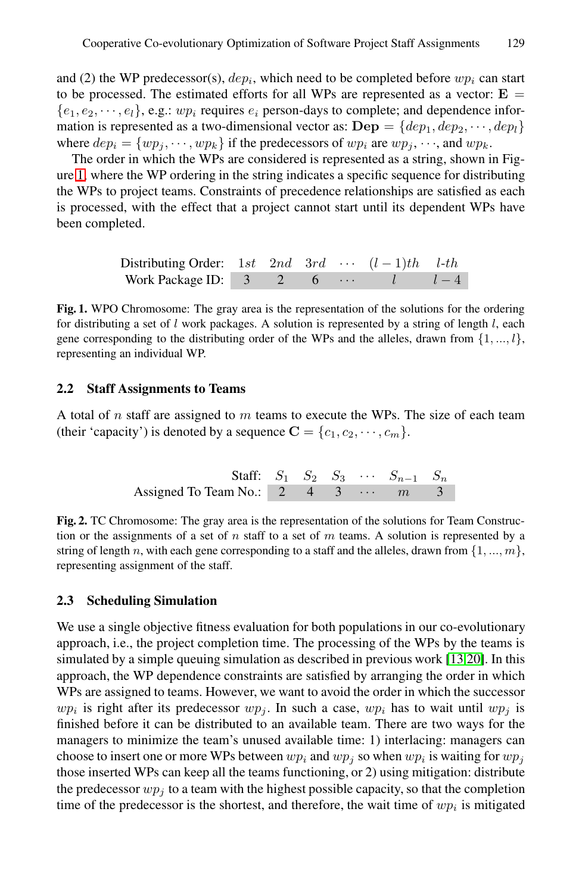and (2) the WP predecessor(s), $dep_i$, which need to be completed before $wp_i$ can start to be processed. The estimated efforts for all WPs are represented as a vector: $\mathbf{E} = \{e_1, e_2, \cdots, e_l\}$, e.g.: $wp_i$ requires $e_i$ person-days to complete; and dependence information is represented as a two-dimensional vector as: $\mathbf{Dep} = \{dep_1, dep_2, \cdots, dep_l\}$ where $dep_i = \{wp_j, \cdots, wp_k\}$ if the predecessors of $wp_i$ are $wp_j, \cdots$, and $wp_k$.

The order in which the WPs are considered is represented as a string, shown in Figure 1, where the WP ordering in the string indicates a specific sequence for distributing the WPs to project teams. Constraints of precedence relationships are satisfied as each is processed, with the effect that a project cannot start until its dependent WPs have been completed.

| Distributing Order: | $1st$ | $2nd$ | $3rd$ | $\cdots$ | $(l-1)th$ | $l$-$th$ |
|---|---|---|---|---|---|---|
| Work Package ID: | 3 | 2 | 6 | $\cdots$ | $l$ | $l-4$ |

**Fig. 1.** WPO Chromosome: The gray area is the representation of the solutions for the ordering for distributing a set of $l$ work packages. A solution is represented by a string of length $l$, each gene corresponding to the distributing order of the WPs and the alleles, drawn from $\{1, ..., l\}$, representing an individual WP.

### 2.2 Staff Assignments to Teams

A total of $n$ staff are assigned to $m$ teams to execute the WPs. The size of each team (their 'capacity') is denoted by a sequence $\mathbf{C} = \{c_1, c_2, \cdots, c_m\}$.

| Staff: | $S_1$ | $S_2$ | $S_3$ | $\cdots$ | $S_{n-1}$ | $S_n$ |
|---|---|---|---|---|---|---|
| Assigned To Team No.: | 2 | 4 | 3 | $\cdots$ | $m$ | 3 |

**Fig. 2.** TC Chromosome: The gray area is the representation of the solutions for Team Construction or the assignments of a set of $n$ staff to a set of $m$ teams. A solution is represented by a string of length $n$, with each gene corresponding to a staff and the alleles, drawn from $\{1, ..., m\}$, representing assignment of the staff.

### 2.3 Scheduling Simulation

We use a single objective fitness evaluation for both populations in our co-evolutionary approach, i.e., the project completion time. The processing of the WPs by the teams is simulated by a simple queuing simulation as described in previous work [13,20]. In this approach, the WP dependence constraints are satisfied by arranging the order in which WPs are assigned to teams. However, we want to avoid the order in which the successor $wp_i$ is right after its predecessor $wp_j$. In such a case, $wp_i$ has to wait until $wp_j$ is finished before it can be distributed to an available team. There are two ways for the managers to minimize the team's unused available time: 1) interlacing: managers can choose to insert one or more WPs between $wp_i$ and $wp_j$ so when $wp_i$ is waiting for $wp_j$ those inserted WPs can keep all the teams functioning, or 2) using mitigation: distribute the predecessor $wp_j$ to a team with the highest possible capacity, so that the completion time of the predecessor is the shortest, and therefore, the wait time of $wp_i$ is mitigated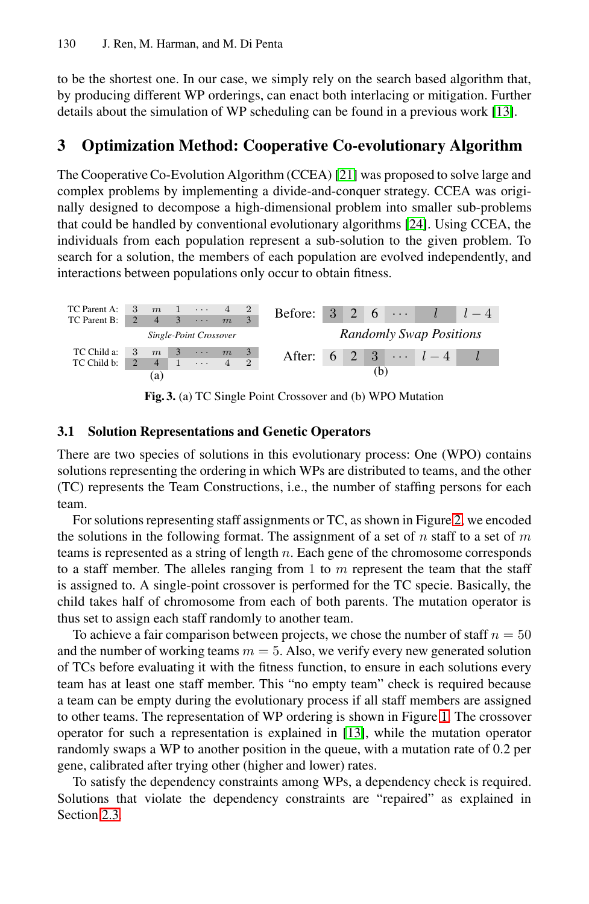to be the shortest one. In our case, we simply rely on the search based algorithm that, by producing different WP orderings, can enact both interlacing or mitigation. Further details about the simulation of WP scheduling can be found in a previous work [13].

## 3 Optimization Method: Cooperative Co-evolutionary Algorithm

The Cooperative Co-Evolution Algorithm (CCEA) [21] was proposed to solve large and complex problems by implementing a divide-and-conquer strategy. CCEA was originally designed to decompose a high-dimensional problem into smaller sub-problems that could be handled by conventional evolutionary algorithms [24]. Using CCEA, the individuals from each population represent a sub-solution to the given problem. To search for a solution, the members of each population are evolved independently, and interactions between populations only occur to obtain fitness.

| | | | | | | |
|---|---|---|---|---|---|---|
| TC Parent A: | 3 | $m$ | 1 | $\cdots$ | 4 | 2 |
| TC Parent B: | 2 | 4 | 3 | $\cdots$ | $m$ | 3 |
| | *Single-Point Crossover* | | | | | |
| TC Child a: | 3 | $m$ | 3 | $\cdots$ | $m$ | 3 |
| TC Child b: | 2 | 4 | 1 | $\cdots$ | 4 | 2 |

(a)

| | | | | | | |
|---|---|---|---|---|---|---|
| Before: | 3 | 2 | 6 | $\cdots$ | $l$ | $l-4$ |
| | *Randomly Swap Positions* | | | | | |
| After: | 6 | 2 | 3 | $\cdots$ | $l-4$ | $l$ |

(b)

**Fig. 3.** (a) TC Single Point Crossover and (b) WPO Mutation

### 3.1 Solution Representations and Genetic Operators

There are two species of solutions in this evolutionary process: One (WPO) contains solutions representing the ordering in which WPs are distributed to teams, and the other (TC) represents the Team Constructions, i.e., the number of staffing persons for each team.

For solutions representing staff assignments or TC, as shown in Figure 2, we encoded the solutions in the following format. The assignment of a set of $n$ staff to a set of $m$ teams is represented as a string of length $n$. Each gene of the chromosome corresponds to a staff member. The alleles ranging from 1 to $m$ represent the team that the staff is assigned to. A single-point crossover is performed for the TC specie. Basically, the child takes half of chromosome from each of both parents. The mutation operator is thus set to assign each staff randomly to another team.

To achieve a fair comparison between projects, we chose the number of staff $n = 50$ and the number of working teams $m = 5$. Also, we verify every new generated solution of TCs before evaluating it with the fitness function, to ensure in each solutions every team has at least one staff member. This "no empty team" check is required because a team can be empty during the evolutionary process if all staff members are assigned to other teams. The representation of WP ordering is shown in Figure 1. The crossover operator for such a representation is explained in [13], while the mutation operator randomly swaps a WP to another position in the queue, with a mutation rate of 0.2 per gene, calibrated after trying other (higher and lower) rates.

To satisfy the dependency constraints among WPs, a dependency check is required. Solutions that violate the dependency constraints are "repaired" as explained in Section 2.3.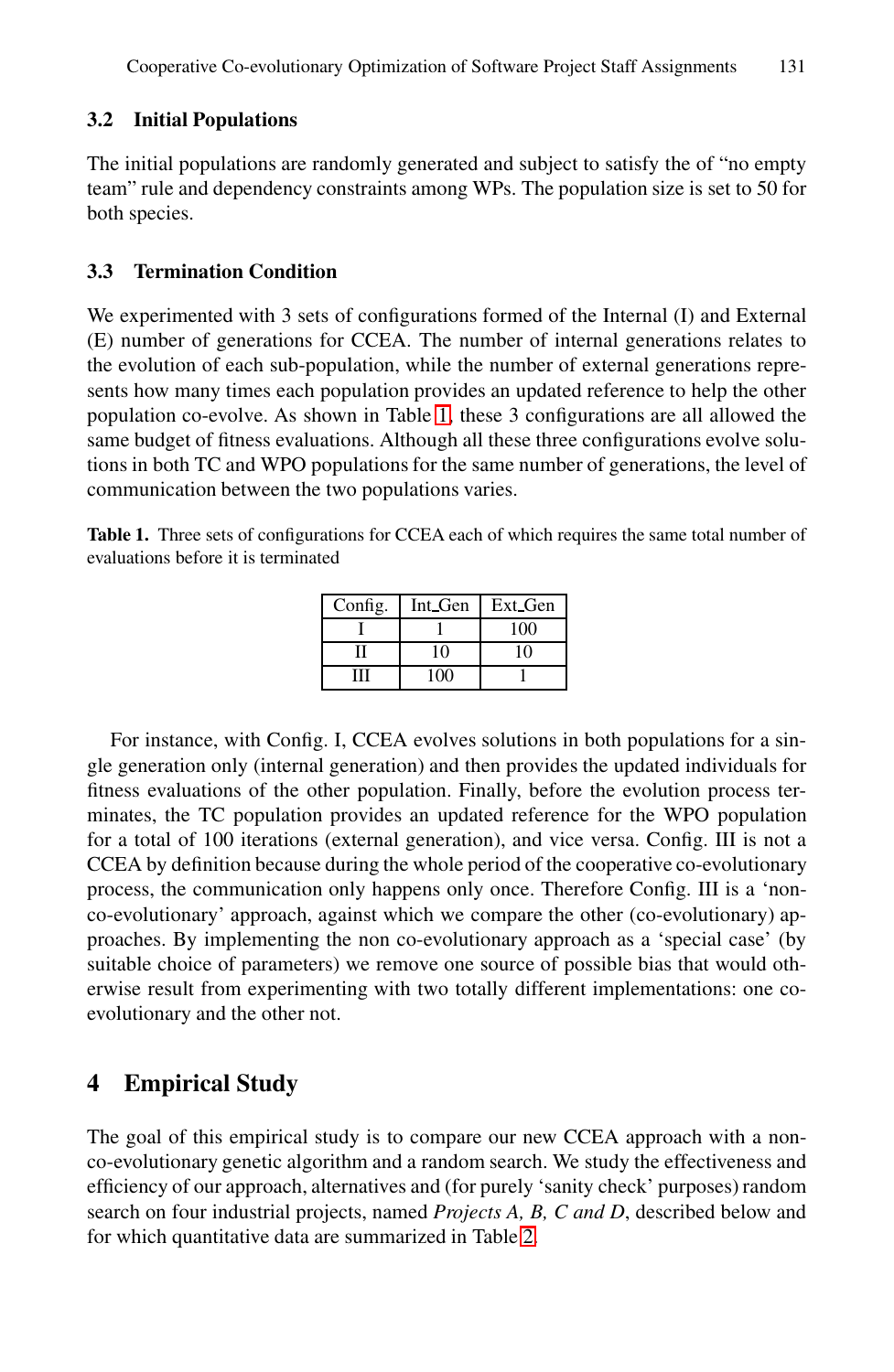### 3.2 Initial Populations

The initial populations are randomly generated and subject to satisfy the of "no empty team" rule and dependency constraints among WPs. The population size is set to 50 for both species.

### 3.3 Termination Condition

We experimented with 3 sets of configurations formed of the Internal (I) and External (E) number of generations for CCEA. The number of internal generations relates to the evolution of each sub-population, while the number of external generations represents how many times each population provides an updated reference to help the other population co-evolve. As shown in Table 1, these 3 configurations are all allowed the same budget of fitness evaluations. Although all these three configurations evolve solutions in both TC and WPO populations for the same number of generations, the level of communication between the two populations varies.

**Table 1.** Three sets of configurations for CCEA each of which requires the same total number of evaluations before it is terminated

| Config. | Int_Gen | Ext_Gen |
|---|---|---|
| I | 1 | 100 |
| II | 10 | 10 |
| III | 100 | 1 |

For instance, with Config. I, CCEA evolves solutions in both populations for a single generation only (internal generation) and then provides the updated individuals for fitness evaluations of the other population. Finally, before the evolution process terminates, the TC population provides an updated reference for the WPO population for a total of 100 iterations (external generation), and vice versa. Config. III is not a CCEA by definition because during the whole period of the cooperative co-evolutionary process, the communication only happens only once. Therefore Config. III is a 'non-co-evolutionary' approach, against which we compare the other (co-evolutionary) approaches. By implementing the non co-evolutionary approach as a 'special case' (by suitable choice of parameters) we remove one source of possible bias that would otherwise result from experimenting with two totally different implementations: one co-evolutionary and the other not.

## 4 Empirical Study

The goal of this empirical study is to compare our new CCEA approach with a non-co-evolutionary genetic algorithm and a random search. We study the effectiveness and efficiency of our approach, alternatives and (for purely 'sanity check' purposes) random search on four industrial projects, named *Projects A, B, C and D*, described below and for which quantitative data are summarized in Table 2.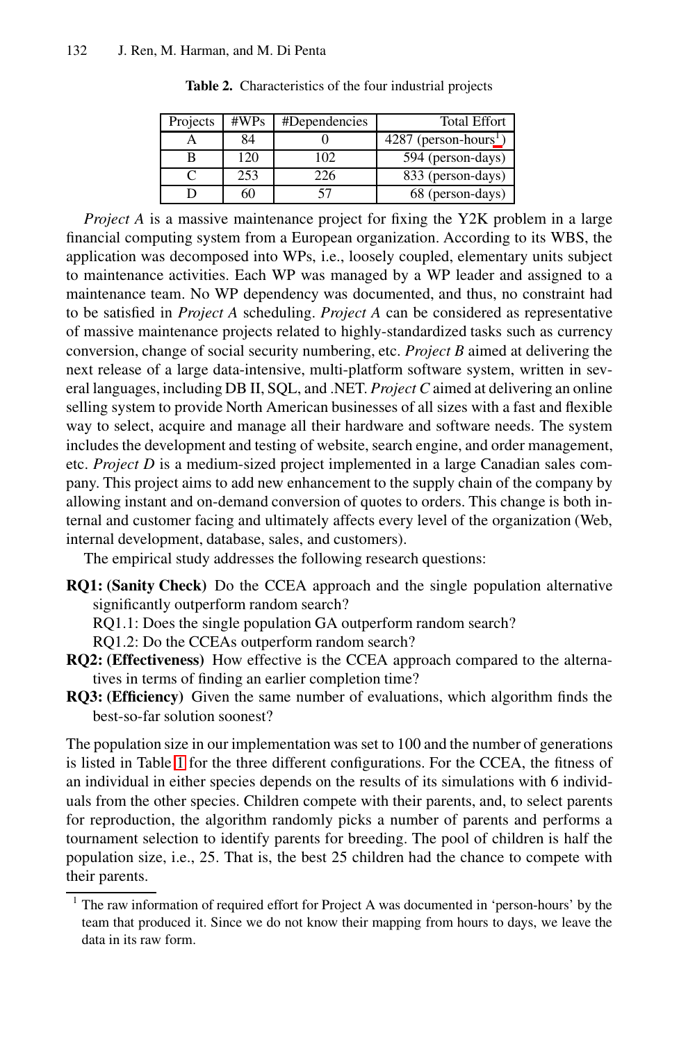**Table 2.** Characteristics of the four industrial projects

| Projects | #WPs | #Dependencies | Total Effort |
|---|---|---|---|
| A | 84 | 0 | 4287 (person-hours[1]) |
| B | 120 | 102 | 594 (person-days) |
| C | 253 | 226 | 833 (person-days) |
| D | 60 | 57 | 68 (person-days) |

*Project A* is a massive maintenance project for fixing the Y2K problem in a large financial computing system from a European organization. According to its WBS, the application was decomposed into WPs, i.e., loosely coupled, elementary units subject to maintenance activities. Each WP was managed by a WP leader and assigned to a maintenance team. No WP dependency was documented, and thus, no constraint had to be satisfied in *Project A* scheduling. *Project A* can be considered as representative of massive maintenance projects related to highly-standardized tasks such as currency conversion, change of social security numbering, etc. *Project B* aimed at delivering the next release of a large data-intensive, multi-platform software system, written in several languages, including DB II, SQL, and .NET. *Project C* aimed at delivering an online selling system to provide North American businesses of all sizes with a fast and flexible way to select, acquire and manage all their hardware and software needs. The system includes the development and testing of website, search engine, and order management, etc. *Project D* is a medium-sized project implemented in a large Canadian sales company. This project aims to add new enhancement to the supply chain of the company by allowing instant and on-demand conversion of quotes to orders. This change is both internal and customer facing and ultimately affects every level of the organization (Web, internal development, database, sales, and customers).

The empirical study addresses the following research questions:

- **RQ1: (Sanity Check)** Do the CCEA approach and the single population alternative significantly outperform random search?
  - RQ1.1: Does the single population GA outperform random search?
  - RQ1.2: Do the CCEAs outperform random search?
- **RQ2: (Effectiveness)** How effective is the CCEA approach compared to the alternatives in terms of finding an earlier completion time?
- **RQ3: (Efficiency)** Given the same number of evaluations, which algorithm finds the best-so-far solution soonest?

The population size in our implementation was set to 100 and the number of generations is listed in Table 1 for the three different configurations. For the CCEA, the fitness of an individual in either species depends on the results of its simulations with 6 individuals from the other species. Children compete with their parents, and, to select parents for reproduction, the algorithm randomly picks a number of parents and performs a tournament selection to identify parents for breeding. The pool of children is half the population size, i.e., 25. That is, the best 25 children had the chance to compete with their parents.

[1] The raw information of required effort for Project A was documented in 'person-hours' by the team that produced it. Since we do not know their mapping from hours to days, we leave the data in its raw form.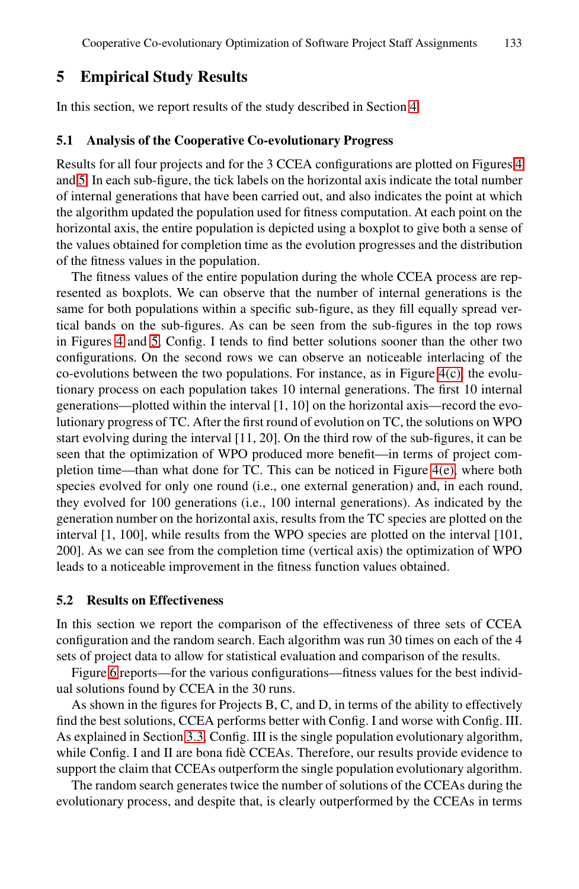## 5 Empirical Study Results

In this section, we report results of the study described in Section 4.

### 5.1 Analysis of the Cooperative Co-evolutionary Progress

Results for all four projects and for the 3 CCEA configurations are plotted on Figures 4 and 5. In each sub-figure, the tick labels on the horizontal axis indicate the total number of internal generations that have been carried out, and also indicates the point at which the algorithm updated the population used for fitness computation. At each point on the horizontal axis, the entire population is depicted using a boxplot to give both a sense of the values obtained for completion time as the evolution progresses and the distribution of the fitness values in the population.

The fitness values of the entire population during the whole CCEA process are represented as boxplots. We can observe that the number of internal generations is the same for both populations within a specific sub-figure, as they fill equally spread vertical bands on the sub-figures. As can be seen from the sub-figures in the top rows in Figures 4 and 5, Config. I tends to find better solutions sooner than the other two configurations. On the second rows we can observe an noticeable interlacing of the co-evolutions between the two populations. For instance, as in Figure 4(c), the evolutionary process on each population takes 10 internal generations. The first 10 internal generations—plotted within the interval [1, 10] on the horizontal axis—record the evolutionary progress of TC. After the first round of evolution on TC, the solutions on WPO start evolving during the interval [11, 20]. On the third row of the sub-figures, it can be seen that the optimization of WPO produced more benefit—in terms of project completion time—than what done for TC. This can be noticed in Figure 4(e), where both species evolved for only one round (i.e., one external generation) and, in each round, they evolved for 100 generations (i.e., 100 internal generations). As indicated by the generation number on the horizontal axis, results from the TC species are plotted on the interval [1, 100], while results from the WPO species are plotted on the interval [101, 200]. As we can see from the completion time (vertical axis) the optimization of WPO leads to a noticeable improvement in the fitness function values obtained.

### 5.2 Results on Effectiveness

In this section we report the comparison of the effectiveness of three sets of CCEA configuration and the random search. Each algorithm was run 30 times on each of the 4 sets of project data to allow for statistical evaluation and comparison of the results.

Figure 6 reports—for the various configurations—fitness values for the best individual solutions found by CCEA in the 30 runs.

As shown in the figures for Projects B, C, and D, in terms of the ability to effectively find the best solutions, CCEA performs better with Config. I and worse with Config. III. As explained in Section 3.3, Config. III is the single population evolutionary algorithm, while Config. I and II are bona fidè CCEAs. Therefore, our results provide evidence to support the claim that CCEAs outperform the single population evolutionary algorithm.

The random search generates twice the number of solutions of the CCEAs during the evolutionary process, and despite that, is clearly outperformed by the CCEAs in terms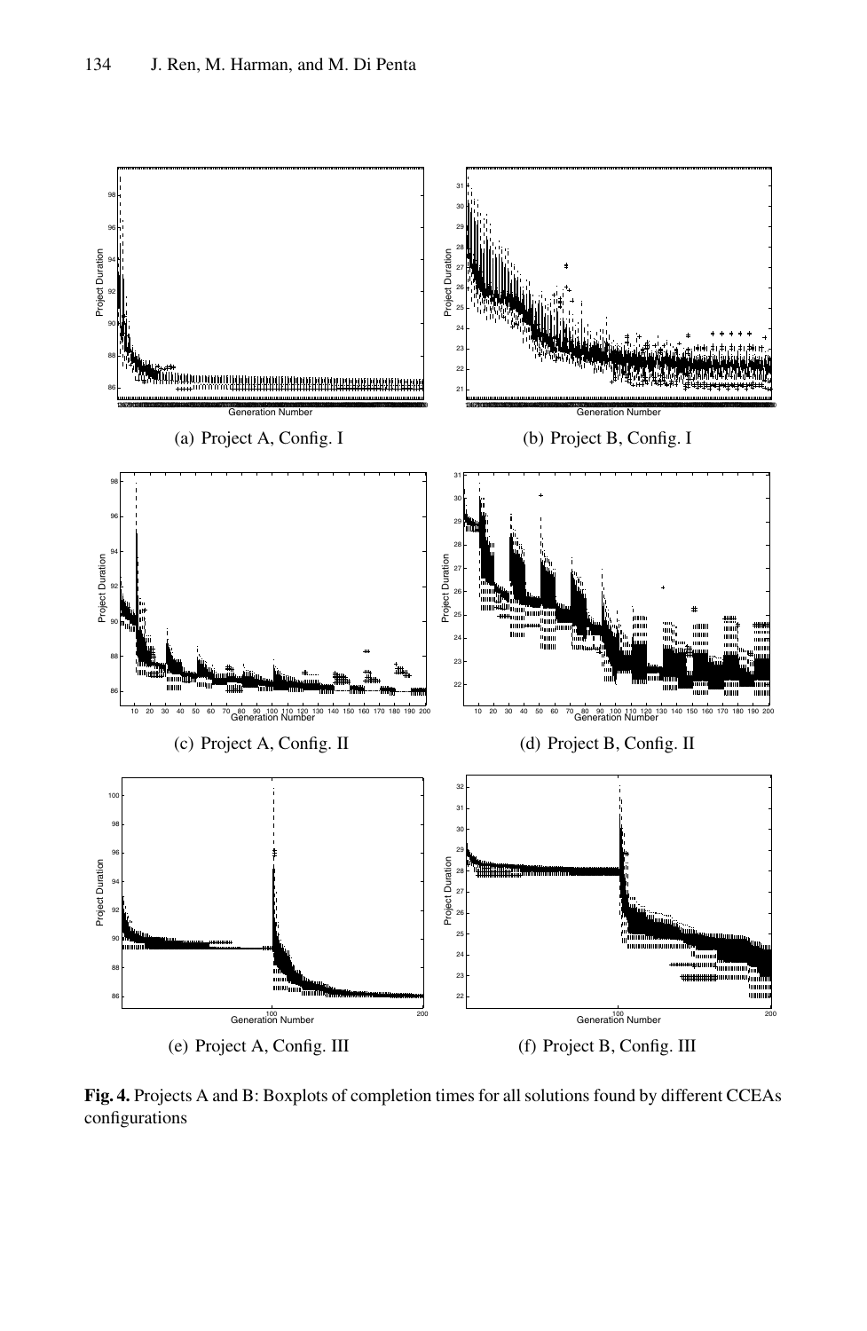(a) Project A, Config. I

(b) Project B, Config. I

(c) Project A, Config. II

(d) Project B, Config. II

(e) Project A, Config. III

(f) Project B, Config. III

**Fig. 4.** Projects A and B: Boxplots of completion times for all solutions found by different CCEAs configurations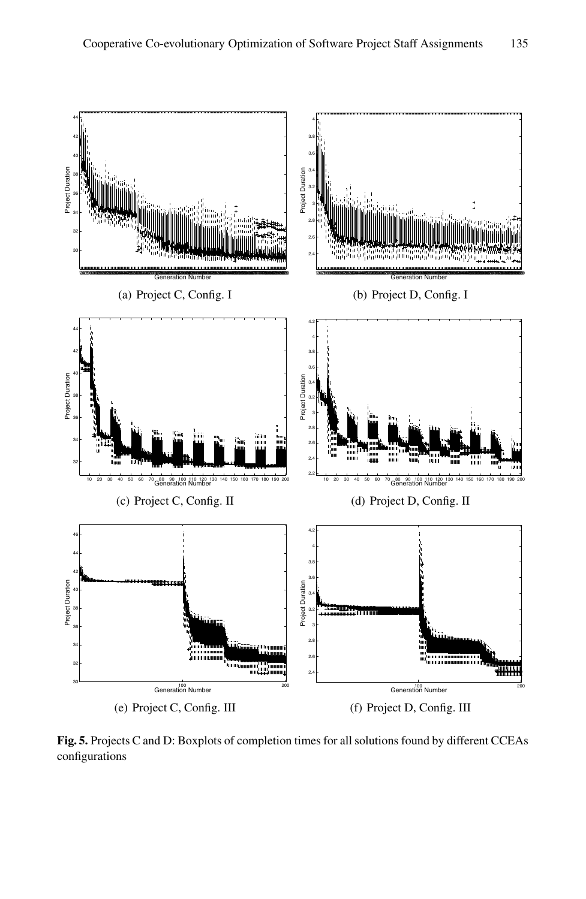(a) Project C, Config. I

(b) Project D, Config. I

(c) Project C, Config. II

(d) Project D, Config. II

(e) Project C, Config. III

(f) Project D, Config. III

**Fig. 5.** Projects C and D: Boxplots of completion times for all solutions found by different CCEAs configurations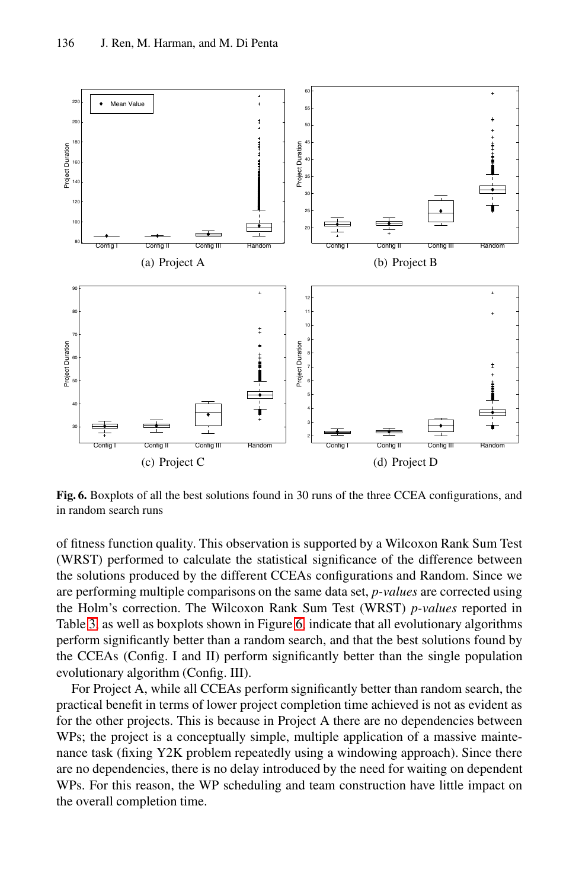(a) Project A

(b) Project B

(c) Project C

(d) Project D

**Fig. 6.** Boxplots of all the best solutions found in 30 runs of the three CCEA configurations, and in random search runs

of fitness function quality. This observation is supported by a Wilcoxon Rank Sum Test (WRST) performed to calculate the statistical significance of the difference between the solutions produced by the different CCEAs configurations and Random. Since we are performing multiple comparisons on the same data set, *p-values* are corrected using the Holm's correction. The Wilcoxon Rank Sum Test (WRST) *p-values* reported in Table 3, as well as boxplots shown in Figure 6, indicate that all evolutionary algorithms perform significantly better than a random search, and that the best solutions found by the CCEAs (Config. I and II) perform significantly better than the single population evolutionary algorithm (Config. III).

For Project A, while all CCEAs perform significantly better than random search, the practical benefit in terms of lower project completion time achieved is not as evident as for the other projects. This is because in Project A there are no dependencies between WPs; the project is a conceptually simple, multiple application of a massive maintenance task (fixing Y2K problem repeatedly using a windowing approach). Since there are no dependencies, there is no delay introduced by the need for waiting on dependent WPs. For this reason, the WP scheduling and team construction have little impact on the overall completion time.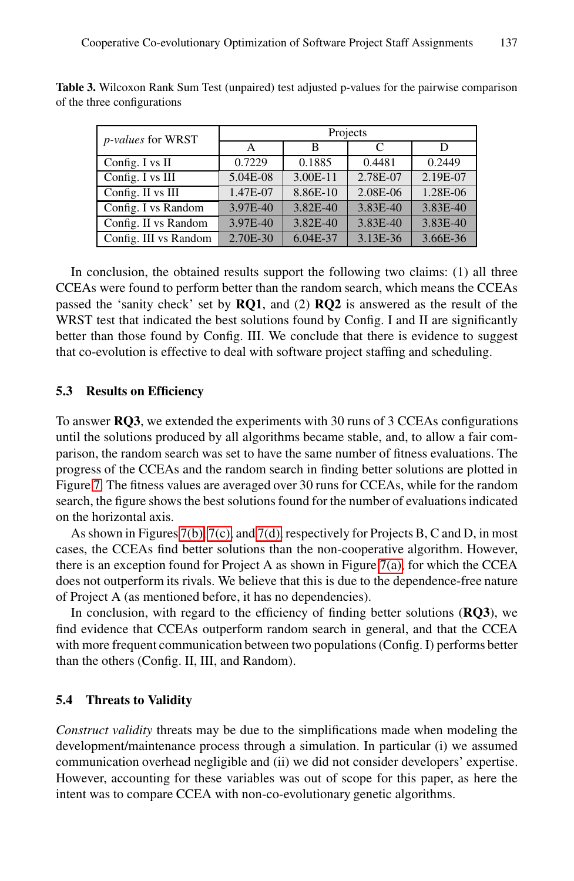**Table 3.** Wilcoxon Rank Sum Test (unpaired) test adjusted p-values for the pairwise comparison of the three configurations

| *p-values* for WRST | Projects | | | |
|---|---|---|---|---|
| | A | B | C | D |
| Config. I vs II | 0.7229 | 0.1885 | 0.4481 | 0.2449 |
| Config. I vs III | 5.04E-08 | 3.00E-11 | 2.78E-07 | 2.19E-07 |
| Config. II vs III | 1.47E-07 | 8.86E-10 | 2.08E-06 | 1.28E-06 |
| Config. I vs Random | 3.97E-40 | 3.82E-40 | 3.83E-40 | 3.83E-40 |
| Config. II vs Random | 3.97E-40 | 3.82E-40 | 3.83E-40 | 3.83E-40 |
| Config. III vs Random | 2.70E-30 | 6.04E-37 | 3.13E-36 | 3.66E-36 |

In conclusion, the obtained results support the following two claims: (1) all three CCEAs were found to perform better than the random search, which means the CCEAs passed the 'sanity check' set by **RQ1**, and (2) **RQ2** is answered as the result of the WRST test that indicated the best solutions found by Config. I and II are significantly better than those found by Config. III. We conclude that there is evidence to suggest that co-evolution is effective to deal with software project staffing and scheduling.

### 5.3 Results on Efficiency

To answer **RQ3**, we extended the experiments with 30 runs of 3 CCEAs configurations until the solutions produced by all algorithms became stable, and, to allow a fair comparison, the random search was set to have the same number of fitness evaluations. The progress of the CCEAs and the random search in finding better solutions are plotted in Figure 7. The fitness values are averaged over 30 runs for CCEAs, while for the random search, the figure shows the best solutions found for the number of evaluations indicated on the horizontal axis.

As shown in Figures 7(b), 7(c), and 7(d), respectively for Projects B, C and D, in most cases, the CCEAs find better solutions than the non-cooperative algorithm. However, there is an exception found for Project A as shown in Figure 7(a), for which the CCEA does not outperform its rivals. We believe that this is due to the dependence-free nature of Project A (as mentioned before, it has no dependencies).

In conclusion, with regard to the efficiency of finding better solutions (**RQ3**), we find evidence that CCEAs outperform random search in general, and that the CCEA with more frequent communication between two populations (Config. I) performs better than the others (Config. II, III, and Random).

### 5.4 Threats to Validity

*Construct validity* threats may be due to the simplifications made when modeling the development/maintenance process through a simulation. In particular (i) we assumed communication overhead negligible and (ii) we did not consider developers' expertise. However, accounting for these variables was out of scope for this paper, as here the intent was to compare CCEA with non-co-evolutionary genetic algorithms.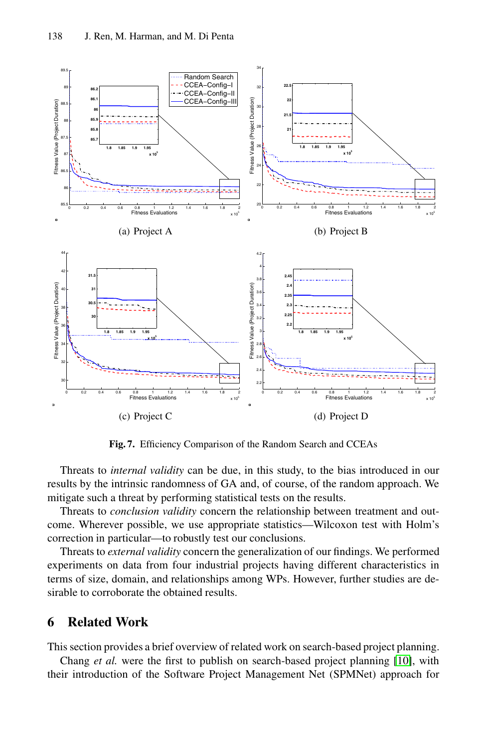(a) Project A

(b) Project B

(c) Project C

(d) Project D

**Fig. 7.** Efficiency Comparison of the Random Search and CCEAs

Threats to *internal validity* can be due, in this study, to the bias introduced in our results by the intrinsic randomness of GA and, of course, of the random approach. We mitigate such a threat by performing statistical tests on the results.

Threats to *conclusion validity* concern the relationship between treatment and outcome. Wherever possible, we use appropriate statistics—Wilcoxon test with Holm's correction in particular—to robustly test our conclusions.

Threats to *external validity* concern the generalization of our findings. We performed experiments on data from four industrial projects having different characteristics in terms of size, domain, and relationships among WPs. However, further studies are desirable to corroborate the obtained results.

## 6 Related Work

This section provides a brief overview of related work on search-based project planning.

Chang *et al.* were the first to publish on search-based project planning [10], with their introduction of the Software Project Management Net (SPMNet) approach for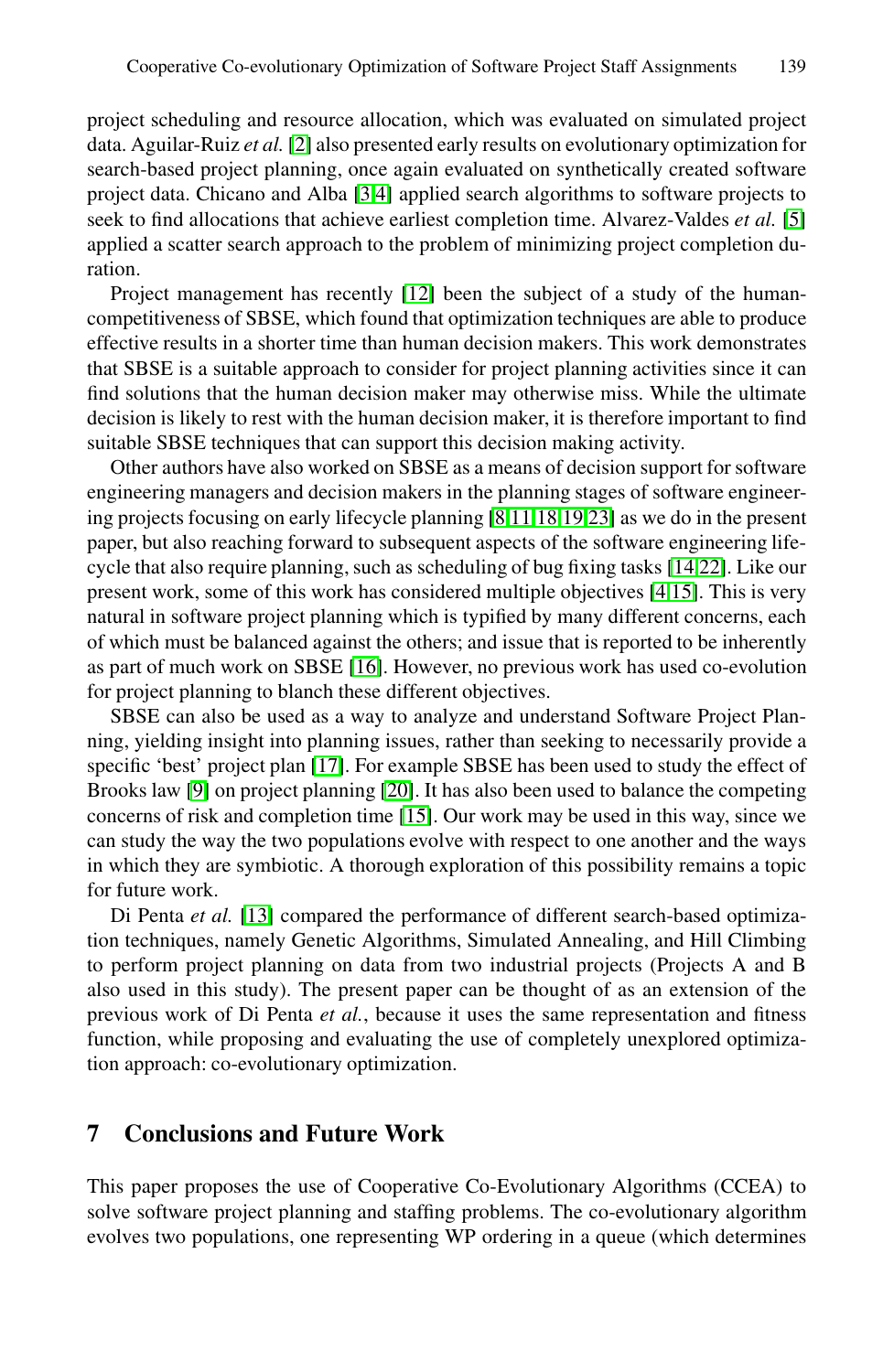project scheduling and resource allocation, which was evaluated on simulated project data. Aguilar-Ruiz *et al.* [2] also presented early results on evolutionary optimization for search-based project planning, once again evaluated on synthetically created software project data. Chicano and Alba [3,4] applied search algorithms to software projects to seek to find allocations that achieve earliest completion time. Alvarez-Valdes *et al.* [5] applied a scatter search approach to the problem of minimizing project completion duration.

Project management has recently [12] been the subject of a study of the human-competitiveness of SBSE, which found that optimization techniques are able to produce effective results in a shorter time than human decision makers. This work demonstrates that SBSE is a suitable approach to consider for project planning activities since it can find solutions that the human decision maker may otherwise miss. While the ultimate decision is likely to rest with the human decision maker, it is therefore important to find suitable SBSE techniques that can support this decision making activity.

Other authors have also worked on SBSE as a means of decision support for software engineering managers and decision makers in the planning stages of software engineering projects focusing on early lifecycle planning [8,11,18,19,23] as we do in the present paper, but also reaching forward to subsequent aspects of the software engineering lifecycle that also require planning, such as scheduling of bug fixing tasks [14,22]. Like our present work, some of this work has considered multiple objectives [4,15]. This is very natural in software project planning which is typified by many different concerns, each of which must be balanced against the others; and issue that is reported to be inherently as part of much work on SBSE [16]. However, no previous work has used co-evolution for project planning to blanch these different objectives.

SBSE can also be used as a way to analyze and understand Software Project Planning, yielding insight into planning issues, rather than seeking to necessarily provide a specific 'best' project plan [17]. For example SBSE has been used to study the effect of Brooks law [9] on project planning [20]. It has also been used to balance the competing concerns of risk and completion time [15]. Our work may be used in this way, since we can study the way the two populations evolve with respect to one another and the ways in which they are symbiotic. A thorough exploration of this possibility remains a topic for future work.

Di Penta *et al.* [13] compared the performance of different search-based optimization techniques, namely Genetic Algorithms, Simulated Annealing, and Hill Climbing to perform project planning on data from two industrial projects (Projects A and B also used in this study). The present paper can be thought of as an extension of the previous work of Di Penta *et al.*, because it uses the same representation and fitness function, while proposing and evaluating the use of completely unexplored optimization approach: co-evolutionary optimization.

## 7 Conclusions and Future Work

This paper proposes the use of Cooperative Co-Evolutionary Algorithms (CCEA) to solve software project planning and staffing problems. The co-evolutionary algorithm evolves two populations, one representing WP ordering in a queue (which determines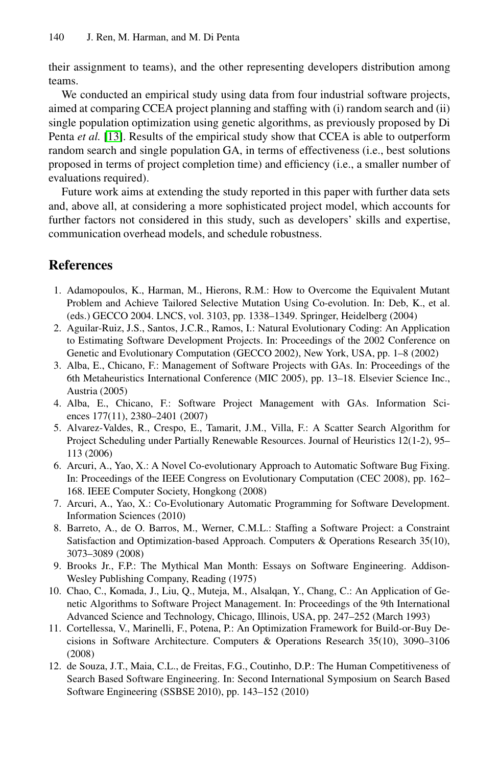their assignment to teams), and the other representing developers distribution among teams.

We conducted an empirical study using data from four industrial software projects, aimed at comparing CCEA project planning and staffing with (i) random search and (ii) single population optimization using genetic algorithms, as previously proposed by Di Penta *et al.* [13]. Results of the empirical study show that CCEA is able to outperform random search and single population GA, in terms of effectiveness (i.e., best solutions proposed in terms of project completion time) and efficiency (i.e., a smaller number of evaluations required).

Future work aims at extending the study reported in this paper with further data sets and, above all, at considering a more sophisticated project model, which accounts for further factors not considered in this study, such as developers' skills and expertise, communication overhead models, and schedule robustness.

## References

1. Adamopoulos, K., Harman, M., Hierons, R.M.: How to Overcome the Equivalent Mutant Problem and Achieve Tailored Selective Mutation Using Co-evolution. In: Deb, K., et al. (eds.) GECCO 2004. LNCS, vol. 3103, pp. 1338–1349. Springer, Heidelberg (2004)
2. Aguilar-Ruiz, J.S., Santos, J.C.R., Ramos, I.: Natural Evolutionary Coding: An Application to Estimating Software Development Projects. In: Proceedings of the 2002 Conference on Genetic and Evolutionary Computation (GECCO 2002), New York, USA, pp. 1–8 (2002)
3. Alba, E., Chicano, F.: Management of Software Projects with GAs. In: Proceedings of the 6th Metaheuristics International Conference (MIC 2005), pp. 13–18. Elsevier Science Inc., Austria (2005)
4. Alba, E., Chicano, F.: Software Project Management with GAs. Information Sciences 177(11), 2380–2401 (2007)
5. Alvarez-Valdes, R., Crespo, E., Tamarit, J.M., Villa, F.: A Scatter Search Algorithm for Project Scheduling under Partially Renewable Resources. Journal of Heuristics 12(1-2), 95–113 (2006)
6. Arcuri, A., Yao, X.: A Novel Co-evolutionary Approach to Automatic Software Bug Fixing. In: Proceedings of the IEEE Congress on Evolutionary Computation (CEC 2008), pp. 162–168. IEEE Computer Society, Hongkong (2008)
7. Arcuri, A., Yao, X.: Co-Evolutionary Automatic Programming for Software Development. Information Sciences (2010)
8. Barreto, A., de O. Barros, M., Werner, C.M.L.: Staffing a Software Project: a Constraint Satisfaction and Optimization-based Approach. Computers & Operations Research 35(10), 3073–3089 (2008)
9. Brooks Jr., F.P.: The Mythical Man Month: Essays on Software Engineering. Addison-Wesley Publishing Company, Reading (1975)
10. Chao, C., Komada, J., Liu, Q., Muteja, M., Alsalqan, Y., Chang, C.: An Application of Genetic Algorithms to Software Project Management. In: Proceedings of the 9th International Advanced Science and Technology, Chicago, Illinois, USA, pp. 247–252 (March 1993)
11. Cortellessa, V., Marinelli, F., Potena, P.: An Optimization Framework for Build-or-Buy Decisions in Software Architecture. Computers & Operations Research 35(10), 3090–3106 (2008)
12. de Souza, J.T., Maia, C.L., de Freitas, F.G., Coutinho, D.P.: The Human Competitiveness of Search Based Software Engineering. In: Second International Symposium on Search Based Software Engineering (SSBSE 2010), pp. 143–152 (2010)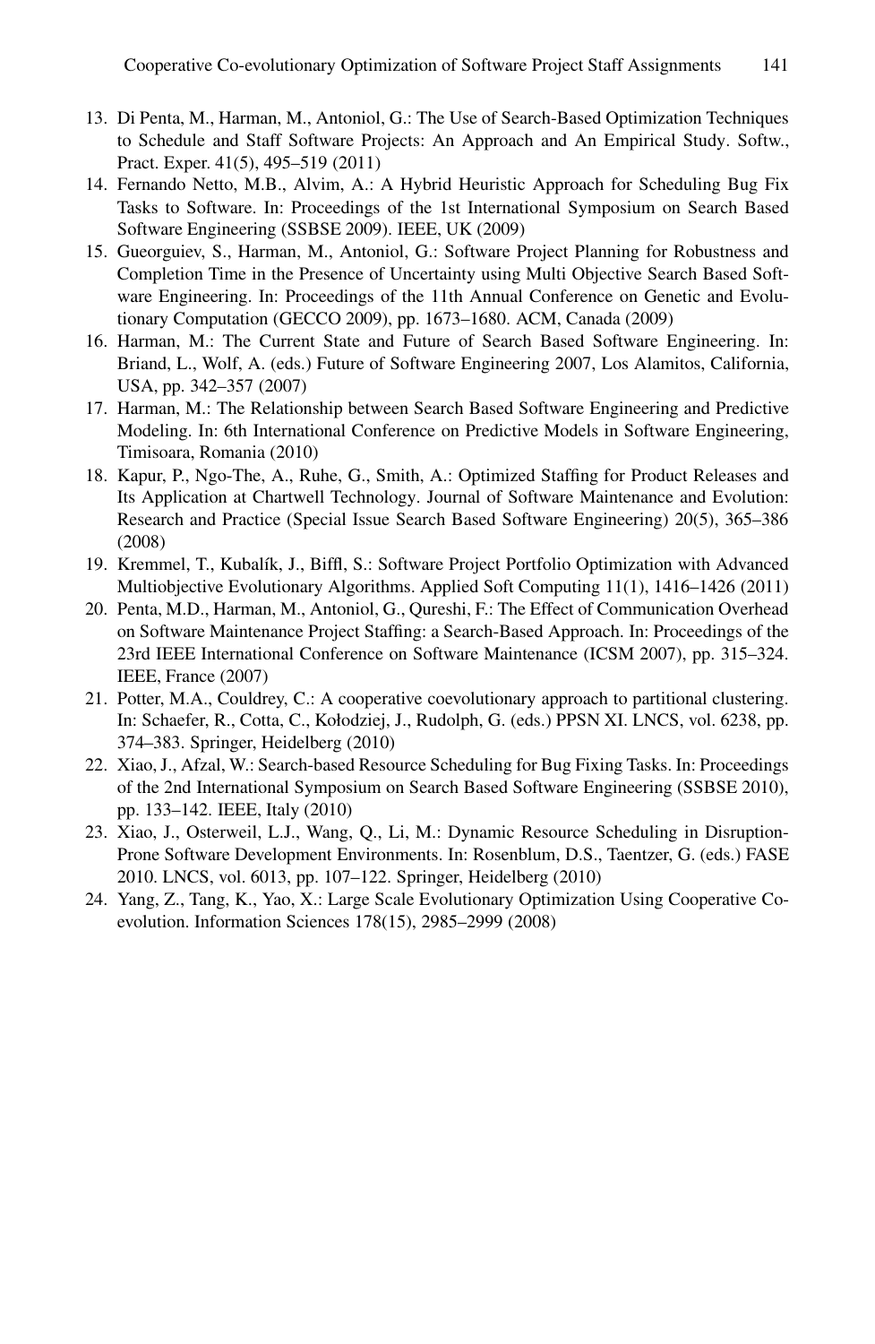13. Di Penta, M., Harman, M., Antoniol, G.: The Use of Search-Based Optimization Techniques to Schedule and Staff Software Projects: An Approach and An Empirical Study. Softw., Pract. Exper. 41(5), 495–519 (2011)
14. Fernando Netto, M.B., Alvim, A.: A Hybrid Heuristic Approach for Scheduling Bug Fix Tasks to Software. In: Proceedings of the 1st International Symposium on Search Based Software Engineering (SSBSE 2009). IEEE, UK (2009)
15. Gueorguiev, S., Harman, M., Antoniol, G.: Software Project Planning for Robustness and Completion Time in the Presence of Uncertainty using Multi Objective Search Based Software Engineering. In: Proceedings of the 11th Annual Conference on Genetic and Evolutionary Computation (GECCO 2009), pp. 1673–1680. ACM, Canada (2009)
16. Harman, M.: The Current State and Future of Search Based Software Engineering. In: Briand, L., Wolf, A. (eds.) Future of Software Engineering 2007, Los Alamitos, California, USA, pp. 342–357 (2007)
17. Harman, M.: The Relationship between Search Based Software Engineering and Predictive Modeling. In: 6th International Conference on Predictive Models in Software Engineering, Timisoara, Romania (2010)
18. Kapur, P., Ngo-The, A., Ruhe, G., Smith, A.: Optimized Staffing for Product Releases and Its Application at Chartwell Technology. Journal of Software Maintenance and Evolution: Research and Practice (Special Issue Search Based Software Engineering) 20(5), 365–386 (2008)
19. Kremmel, T., Kubalík, J., Biffl, S.: Software Project Portfolio Optimization with Advanced Multiobjective Evolutionary Algorithms. Applied Soft Computing 11(1), 1416–1426 (2011)
20. Penta, M.D., Harman, M., Antoniol, G., Qureshi, F.: The Effect of Communication Overhead on Software Maintenance Project Staffing: a Search-Based Approach. In: Proceedings of the 23rd IEEE International Conference on Software Maintenance (ICSM 2007), pp. 315–324. IEEE, France (2007)
21. Potter, M.A., Couldrey, C.: A cooperative coevolutionary approach to partitional clustering. In: Schaefer, R., Cotta, C., Kołodziej, J., Rudolph, G. (eds.) PPSN XI. LNCS, vol. 6238, pp. 374–383. Springer, Heidelberg (2010)
22. Xiao, J., Afzal, W.: Search-based Resource Scheduling for Bug Fixing Tasks. In: Proceedings of the 2nd International Symposium on Search Based Software Engineering (SSBSE 2010), pp. 133–142. IEEE, Italy (2010)
23. Xiao, J., Osterweil, L.J., Wang, Q., Li, M.: Dynamic Resource Scheduling in Disruption-Prone Software Development Environments. In: Rosenblum, D.S., Taentzer, G. (eds.) FASE 2010. LNCS, vol. 6013, pp. 107–122. Springer, Heidelberg (2010)
24. Yang, Z., Tang, K., Yao, X.: Large Scale Evolutionary Optimization Using Cooperative Co-evolution. Information Sciences 178(15), 2985–2999 (2008)